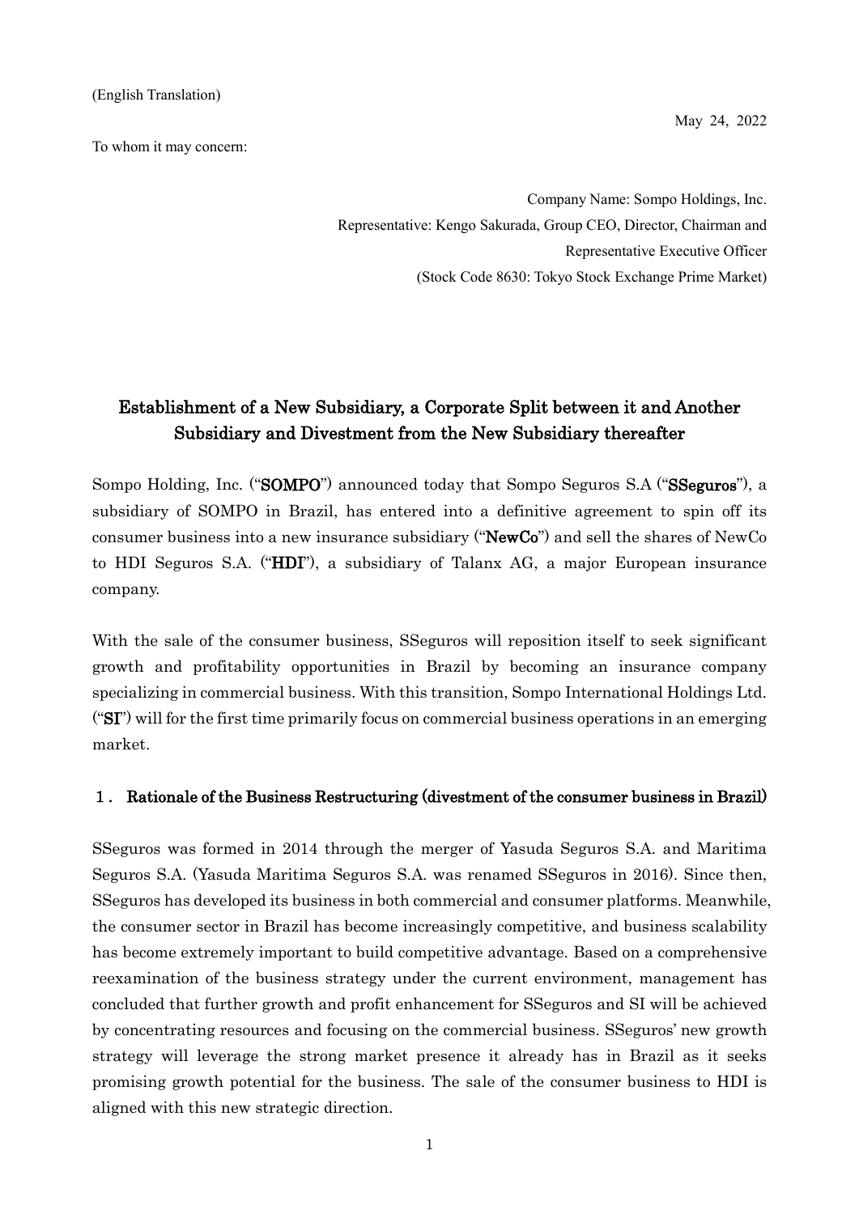(English Translation)

May 24, 2022

To whom it may concern:

Company Name: Sompo Holdings, Inc.
Representative: Kengo Sakurada, Group CEO, Director, Chairman and Representative Executive Officer
(Stock Code 8630: Tokyo Stock Exchange Prime Market)

# Establishment of a New Subsidiary, a Corporate Split between it and Another Subsidiary and Divestment from the New Subsidiary thereafter

Sompo Holding, Inc. ("**SOMPO**") announced today that Sompo Seguros S.A ("**SSeguros**"), a subsidiary of SOMPO in Brazil, has entered into a definitive agreement to spin off its consumer business into a new insurance subsidiary ("**NewCo**") and sell the shares of NewCo to HDI Seguros S.A. ("**HDI**"), a subsidiary of Talanx AG, a major European insurance company.

With the sale of the consumer business, SSeguros will reposition itself to seek significant growth and profitability opportunities in Brazil by becoming an insurance company specializing in commercial business. With this transition, Sompo International Holdings Ltd. ("**SI**") will for the first time primarily focus on commercial business operations in an emerging market.

## 1． Rationale of the Business Restructuring (divestment of the consumer business in Brazil)

SSeguros was formed in 2014 through the merger of Yasuda Seguros S.A. and Maritima Seguros S.A. (Yasuda Maritima Seguros S.A. was renamed SSeguros in 2016). Since then, SSeguros has developed its business in both commercial and consumer platforms. Meanwhile, the consumer sector in Brazil has become increasingly competitive, and business scalability has become extremely important to build competitive advantage. Based on a comprehensive reexamination of the business strategy under the current environment, management has concluded that further growth and profit enhancement for SSeguros and SI will be achieved by concentrating resources and focusing on the commercial business. SSeguros' new growth strategy will leverage the strong market presence it already has in Brazil as it seeks promising growth potential for the business. The sale of the consumer business to HDI is aligned with this new strategic direction.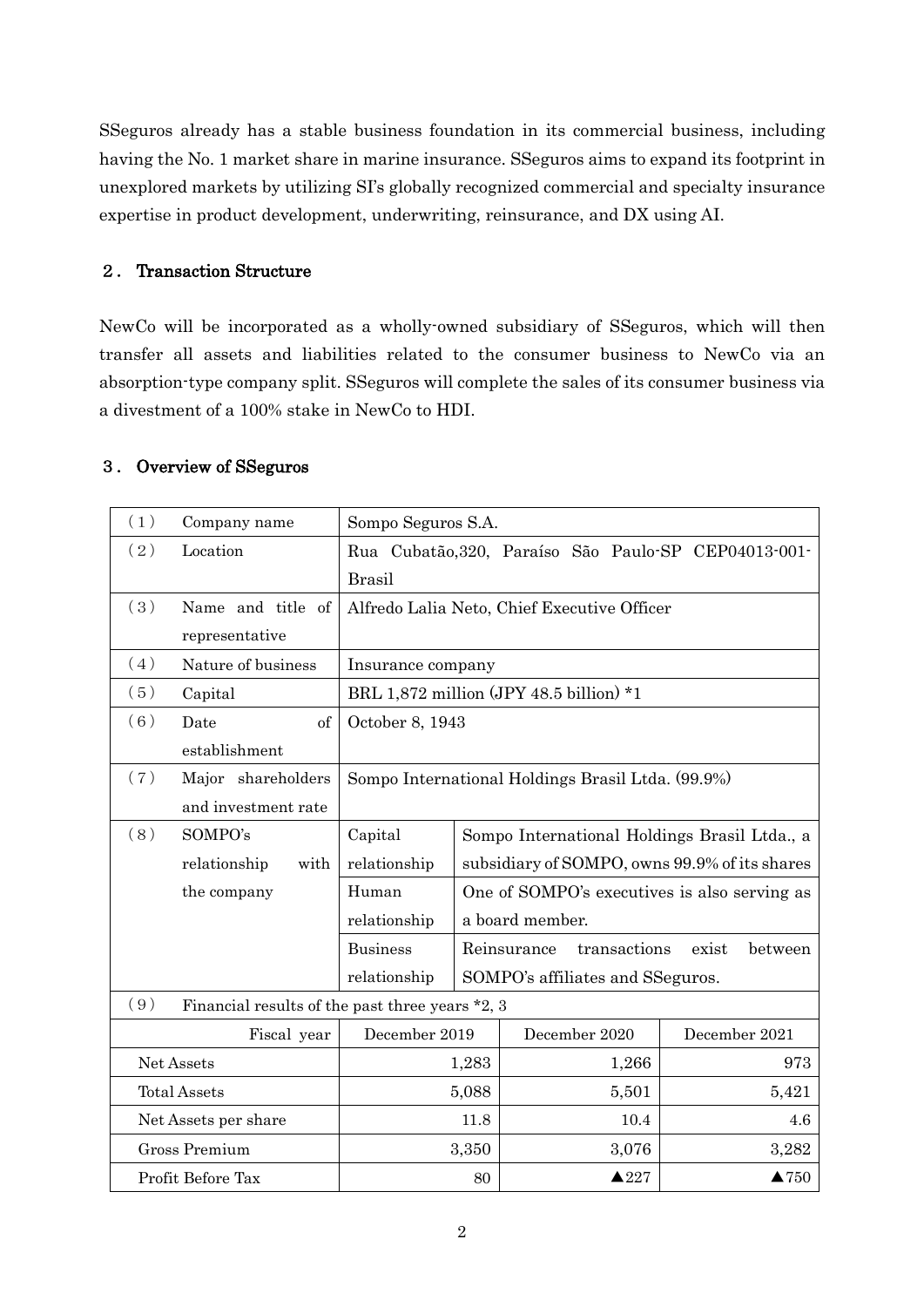SSeguros already has a stable business foundation in its commercial business, including having the No. 1 market share in marine insurance. SSeguros aims to expand its footprint in unexplored markets by utilizing SI's globally recognized commercial and specialty insurance expertise in product development, underwriting, reinsurance, and DX using AI.

## ２． Transaction Structure

NewCo will be incorporated as a wholly-owned subsidiary of SSeguros, which will then transfer all assets and liabilities related to the consumer business to NewCo via an absorption-type company split. SSeguros will complete the sales of its consumer business via a divestment of a 100% stake in NewCo to HDI.

## ３． Overview of SSeguros

| | | | | | |
|---|---|---|---|---|---|
| （1） | Company name | Sompo Seguros S.A. | | | |
| （2） | Location | Rua Cubatão,320, Paraíso São Paulo-SP CEP04013-001-Brasil | | | |
| （3） | Name and title of representative | Alfredo Lalia Neto, Chief Executive Officer | | | |
| （4） | Nature of business | Insurance company | | | |
| （5） | Capital | BRL 1,872 million (JPY 48.5 billion) *1 | | | |
| （6） | Date of establishment | October 8, 1943 | | | |
| （7） | Major shareholders and investment rate | Sompo International Holdings Brasil Ltda. (99.9%) | | | |
| （8） | SOMPO's relationship with the company | Capital relationship | Sompo International Holdings Brasil Ltda., a subsidiary of SOMPO, owns 99.9% of its shares | | |
| | | Human relationship | One of SOMPO's executives is also serving as a board member. | | |
| | | Business relationship | Reinsurance transactions exist between SOMPO's affiliates and SSeguros. | | |
| （9） | Financial results of the past three years *2, 3 | | | | |
| | Fiscal year | December 2019 | | December 2020 | December 2021 |
| | Net Assets | 1,283 | | 1,266 | 973 |
| | Total Assets | 5,088 | | 5,501 | 5,421 |
| | Net Assets per share | 11.8 | | 10.4 | 4.6 |
| | Gross Premium | 3,350 | | 3,076 | 3,282 |
| | Profit Before Tax | 80 | | ▲227 | ▲750 |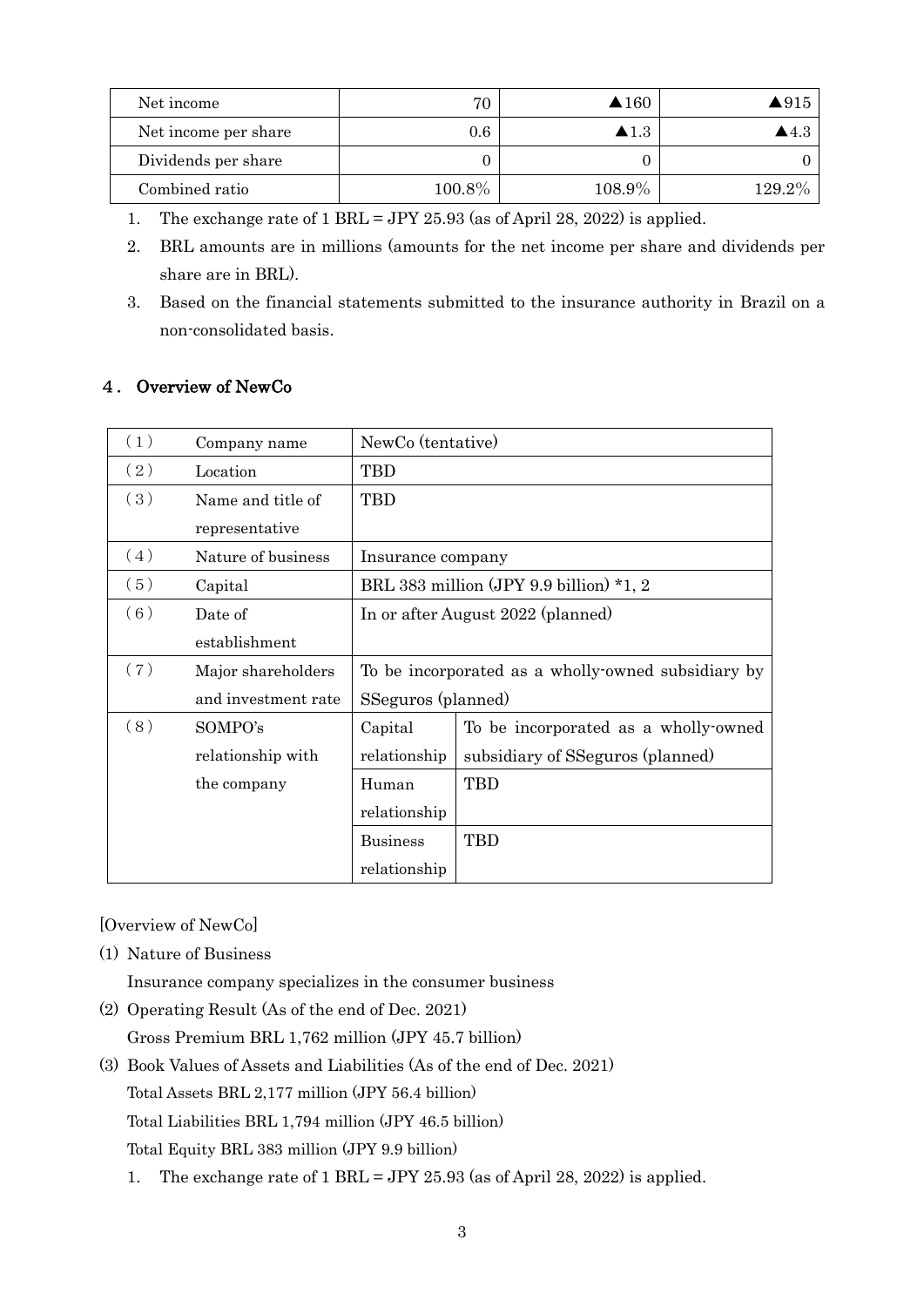| Net income | 70 | ▲160 | ▲915 |
|---|---|---|---|
| Net income per share | 0.6 | ▲1.3 | ▲4.3 |
| Dividends per share | 0 | 0 | 0 |
| Combined ratio | 100.8% | 108.9% | 129.2% |

1. The exchange rate of 1 BRL = JPY 25.93 (as of April 28, 2022) is applied.
2. BRL amounts are in millions (amounts for the net income per share and dividends per share are in BRL).
3. Based on the financial statements submitted to the insurance authority in Brazil on a non-consolidated basis.

## ４． Overview of NewCo

| （1） | Company name | NewCo (tentative) | |
|---|---|---|---|
| （2） | Location | TBD | |
| （3） | Name and title of representative | TBD | |
| （4） | Nature of business | Insurance company | |
| （5） | Capital | BRL 383 million (JPY 9.9 billion) *1, 2 | |
| （6） | Date of establishment | In or after August 2022 (planned) | |
| （7） | Major shareholders and investment rate | To be incorporated as a wholly-owned subsidiary by SSeguros (planned) | |
| （8） | SOMPO's relationship with the company | Capital relationship | To be incorporated as a wholly-owned subsidiary of SSeguros (planned) |
| | | Human relationship | TBD |
| | | Business relationship | TBD |

[Overview of NewCo]

(1) Nature of Business

Insurance company specializes in the consumer business

(2) Operating Result (As of the end of Dec. 2021)

Gross Premium BRL 1,762 million (JPY 45.7 billion)

(3) Book Values of Assets and Liabilities (As of the end of Dec. 2021)

Total Assets BRL 2,177 million (JPY 56.4 billion)

Total Liabilities BRL 1,794 million (JPY 46.5 billion)

Total Equity BRL 383 million (JPY 9.9 billion)

1. The exchange rate of 1 BRL = JPY 25.93 (as of April 28, 2022) is applied.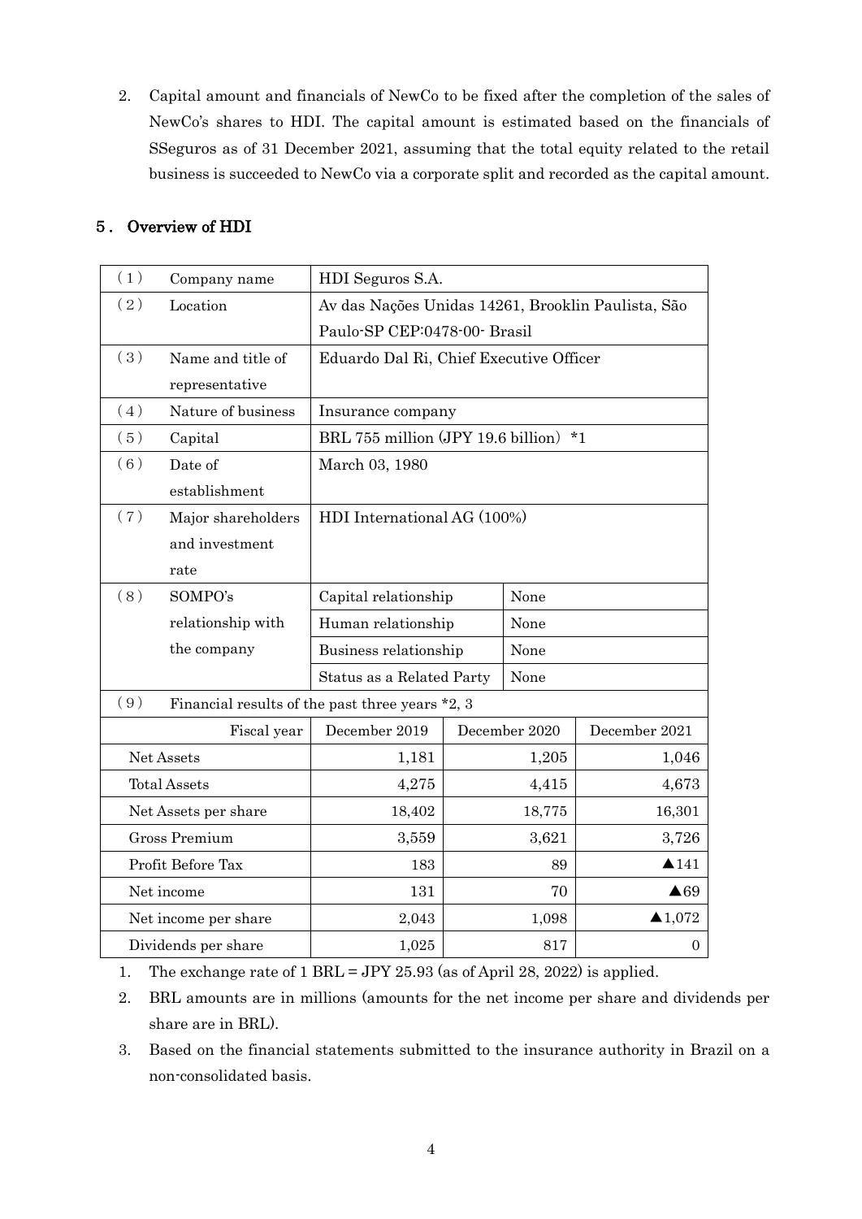2. Capital amount and financials of NewCo to be fixed after the completion of the sales of NewCo's shares to HDI. The capital amount is estimated based on the financials of SSeguros as of 31 December 2021, assuming that the total equity related to the retail business is succeeded to NewCo via a corporate split and recorded as the capital amount.

## 5. Overview of HDI

| | | | | |
|---|---|---|---|---|
| (1) Company name | HDI Seguros S.A. | | | |
| (2) Location | Av das Nações Unidas 14261, Brooklin Paulista, São Paulo-SP CEP:0478-00- Brasil | | | |
| (3) Name and title of representative | Eduardo Dal Ri, Chief Executive Officer | | | |
| (4) Nature of business | Insurance company | | | |
| (5) Capital | BRL 755 million (JPY 19.6 billion) *1 | | | |
| (6) Date of establishment | March 03, 1980 | | | |
| (7) Major shareholders and investment rate | HDI International AG (100%) | | | |
| (8) SOMPO's relationship with the company | Capital relationship | | None | |
| | Human relationship | | None | |
| | Business relationship | | None | |
| | Status as a Related Party | | None | |
| (9) Financial results of the past three years *2, 3 | | | | |
| Fiscal year | December 2019 | December 2020 | | December 2021 |
| Net Assets | 1,181 | 1,205 | | 1,046 |
| Total Assets | 4,275 | 4,415 | | 4,673 |
| Net Assets per share | 18,402 | 18,775 | | 16,301 |
| Gross Premium | 3,559 | 3,621 | | 3,726 |
| Profit Before Tax | 183 | 89 | | ▲141 |
| Net income | 131 | 70 | | ▲69 |
| Net income per share | 2,043 | 1,098 | | ▲1,072 |
| Dividends per share | 1,025 | 817 | | 0 |

1. The exchange rate of 1 BRL = JPY 25.93 (as of April 28, 2022) is applied.
2. BRL amounts are in millions (amounts for the net income per share and dividends per share are in BRL).
3. Based on the financial statements submitted to the insurance authority in Brazil on a non-consolidated basis.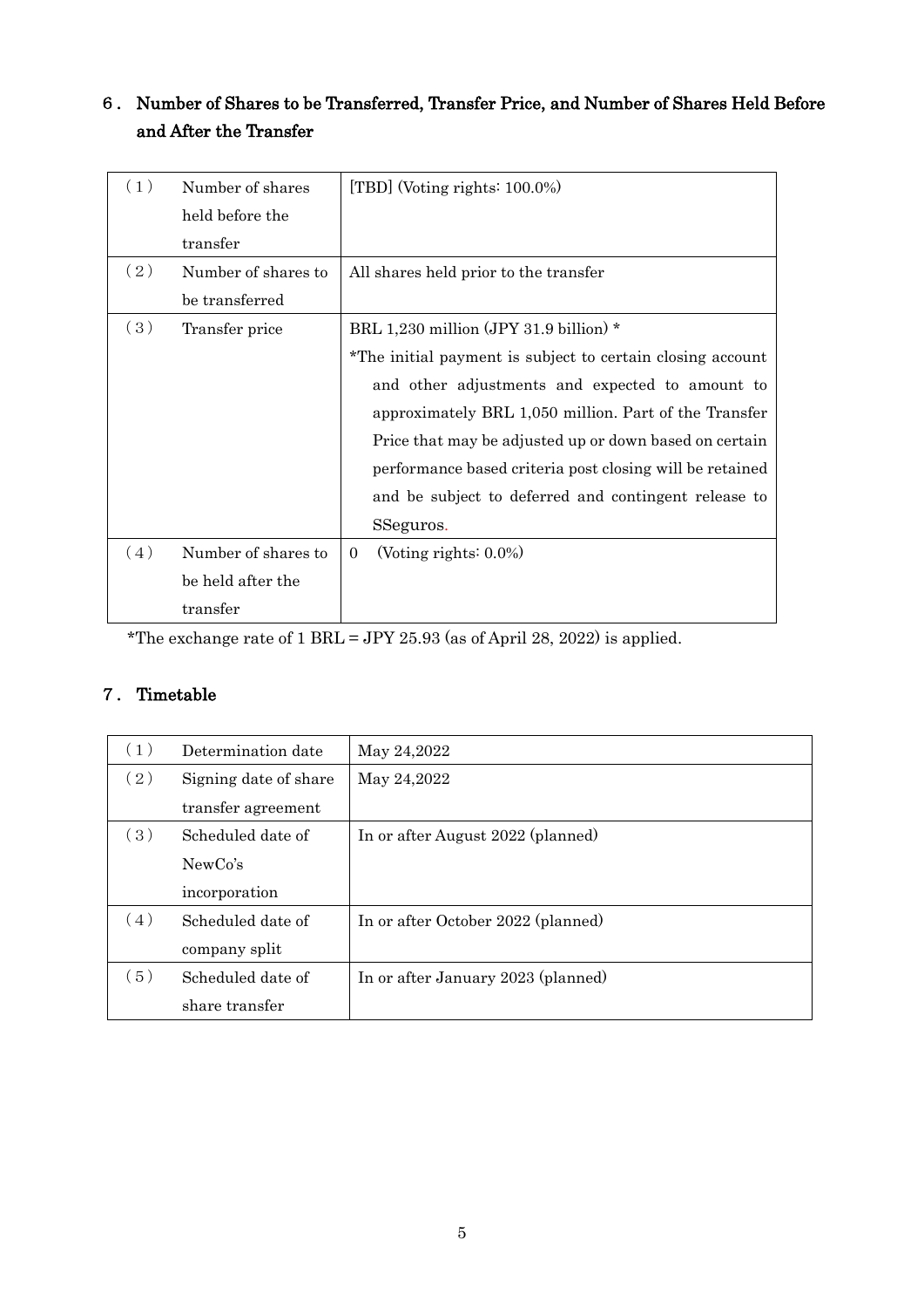## 6. Number of Shares to be Transferred, Transfer Price, and Number of Shares Held Before and After the Transfer

| | | |
|---|---|---|
| (1) | Number of shares held before the transfer | [TBD] (Voting rights: 100.0%) |
| (2) | Number of shares to be transferred | All shares held prior to the transfer |
| (3) | Transfer price | BRL 1,230 million (JPY 31.9 billion) *<br>*The initial payment is subject to certain closing account and other adjustments and expected to amount to approximately BRL 1,050 million. Part of the Transfer Price that may be adjusted up or down based on certain performance based criteria post closing will be retained and be subject to deferred and contingent release to SSeguros. |
| (4) | Number of shares to be held after the transfer | 0 (Voting rights: 0.0%) |

*The exchange rate of 1 BRL = JPY 25.93 (as of April 28, 2022) is applied.

## 7. Timetable

| | | |
|---|---|---|
| (1) | Determination date | May 24,2022 |
| (2) | Signing date of share transfer agreement | May 24,2022 |
| (3) | Scheduled date of NewCo's incorporation | In or after August 2022 (planned) |
| (4) | Scheduled date of company split | In or after October 2022 (planned) |
| (5) | Scheduled date of share transfer | In or after January 2023 (planned) |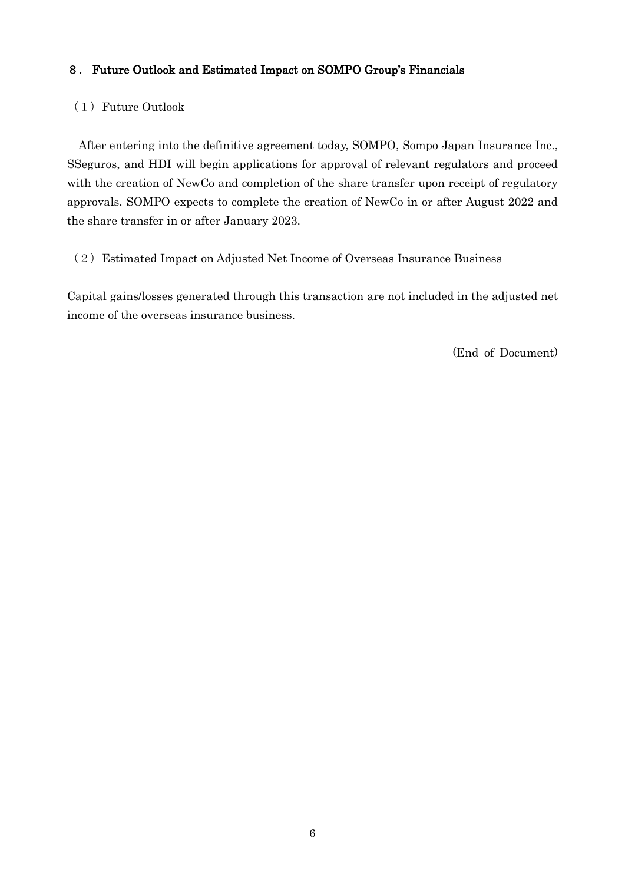## 8. Future Outlook and Estimated Impact on SOMPO Group's Financials

### （1）Future Outlook

After entering into the definitive agreement today, SOMPO, Sompo Japan Insurance Inc., SSeguros, and HDI will begin applications for approval of relevant regulators and proceed with the creation of NewCo and completion of the share transfer upon receipt of regulatory approvals. SOMPO expects to complete the creation of NewCo in or after August 2022 and the share transfer in or after January 2023.

### （2）Estimated Impact on Adjusted Net Income of Overseas Insurance Business

Capital gains/losses generated through this transaction are not included in the adjusted net income of the overseas insurance business.

(End of Document)